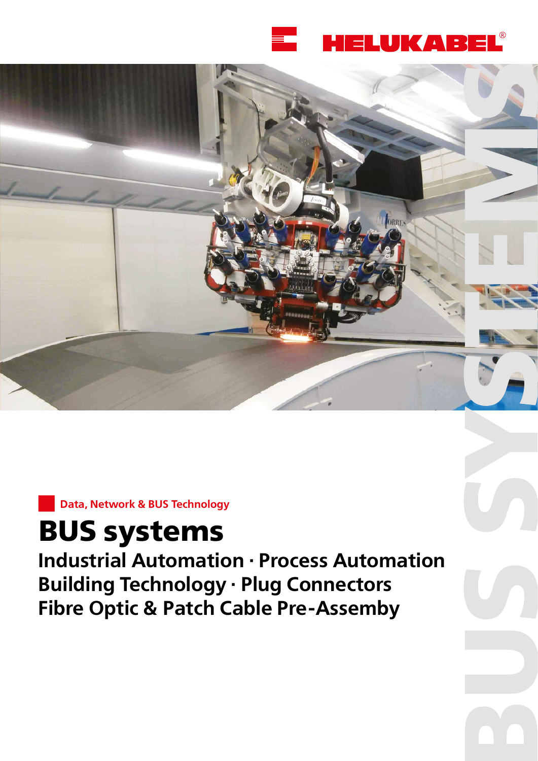HELUKABEL®

Data, Network & BUS Technology

# BUS systems

## Industrial Automation · Process Automation
## Building Technology · Plug Connectors
## Fibre Optic & Patch Cable Pre-Assemby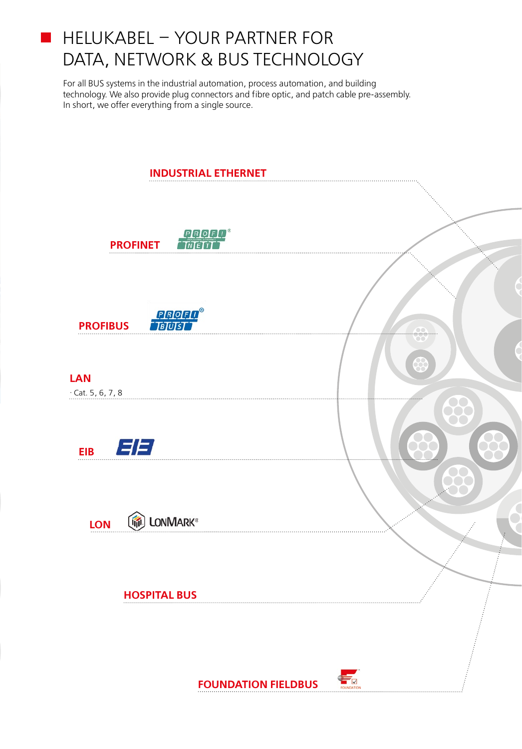# HELUKABEL – YOUR PARTNER FOR DATA, NETWORK & BUS TECHNOLOGY

For all BUS systems in the industrial automation, process automation, and building technology. We also provide plug connectors and fibre optic, and patch cable pre-assembly. In short, we offer everything from a single source.

**INDUSTRIAL ETHERNET**

**PROFINET**

**PROFIBUS**

**LAN**

- Cat. 5, 6, 7, 8

**EIB**

**LON**

**HOSPITAL BUS**

**FOUNDATION FIELDBUS**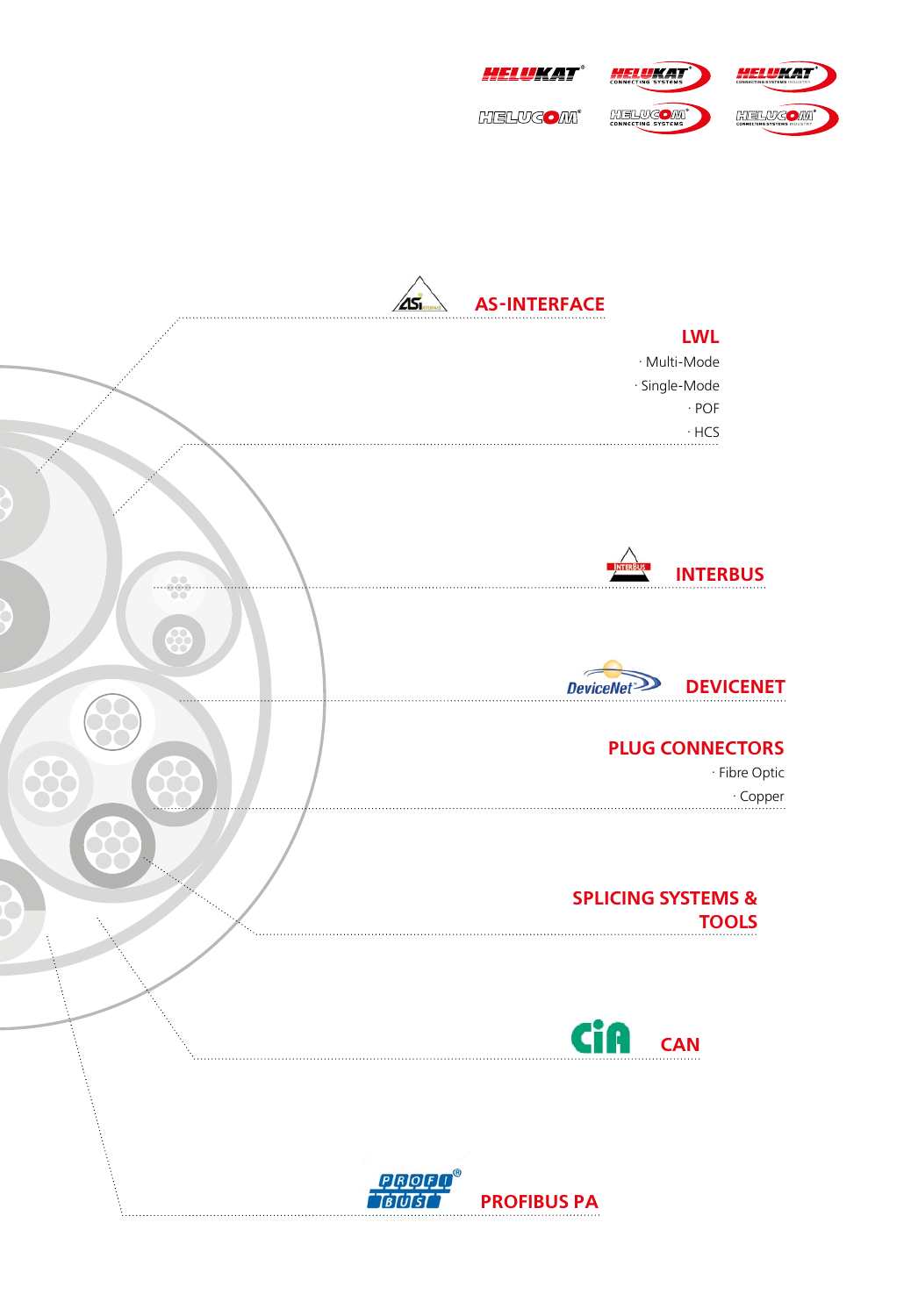## AS-INTERFACE

## LWL

- Multi-Mode
- Single-Mode
- POF
- HCS

## INTERBUS

## DEVICENET

## PLUG CONNECTORS

- Fibre Optic
- Copper

## SPLICING SYSTEMS & TOOLS

## CAN

## PROFIBUS PA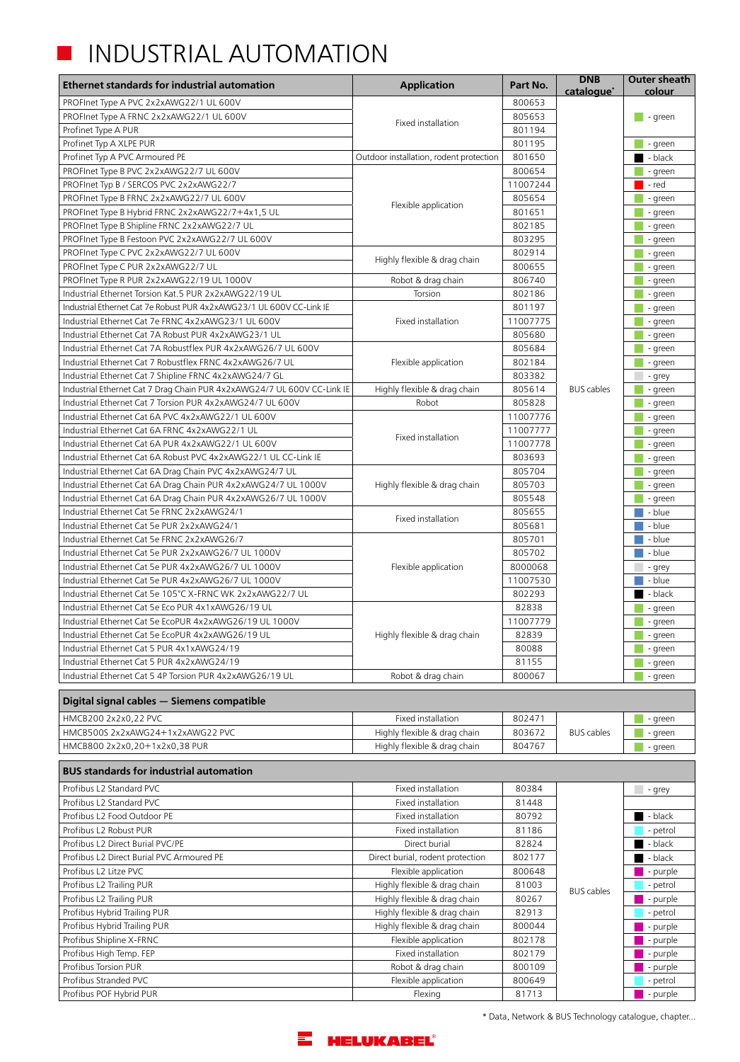# INDUSTRIAL AUTOMATION

| Ethernet standards for industrial automation | Application | Part No. | DNB catalogue* | Outer sheath colour |
|---|---|---|---|---|
| PROFInet Type A PVC 2x2xAWG22/1 UL 600V | Fixed installation | 800653 | BUS cables | - green |
| PROFInet Type A FRNC 2x2xAWG22/1 UL 600V | Fixed installation | 805653 | BUS cables | - green |
| Profinet Type A PUR | Fixed installation | 801194 | BUS cables | - green |
| Profinet Typ A XLPE PUR | Fixed installation | 801195 | BUS cables | - green |
| Profinet Typ A PVC Armoured PE | Outdoor installation, rodent protection | 801650 | BUS cables | - black |
| PROFInet Type B PVC 2x2xAWG22/7 UL 600V | Flexible application | 800654 | BUS cables | - green |
| PROFInet Typ B / SERCOS PVC 2x2xAWG22/7 | Flexible application | 11007244 | BUS cables | - red |
| PROFInet Type B FRNC 2x2xAWG22/7 UL 600V | Flexible application | 805654 | BUS cables | - green |
| PROFInet Type B Hybrid FRNC 2x2xAWG22/7+4x1,5 UL | Flexible application | 801651 | BUS cables | - green |
| PROFInet Type B Shipline FRNC 2x2xAWG22/7 UL | Flexible application | 802185 | BUS cables | - green |
| PROFInet Type B Festoon PVC 2x2xAWG22/7 UL 600V | Flexible application | 803295 | BUS cables | - green |
| PROFInet Type C PVC 2x2xAWG22/7 UL 600V | Highly flexible & drag chain | 802914 | BUS cables | - green |
| PROFInet Type C PUR 2x2xAWG22/7 UL | Highly flexible & drag chain | 800655 | BUS cables | - green |
| PROFInet Type R PUR 2x2xAWG22/19 UL 1000V | Robot & drag chain | 806740 | BUS cables | - green |
| Industrial Ethernet Torsion Kat.5 PUR 2x2xAWG22/19 UL | Torsion | 802186 | BUS cables | - green |
| Industrial Ethernet Cat 7e Robust PUR 4x2xAWG23/1 UL 600V CC-Link IE | Fixed installation | 801197 | BUS cables | - green |
| Industrial Ethernet Cat 7e FRNC 4x2xAWG23/1 UL 600V | Fixed installation | 11007775 | BUS cables | - green |
| Industrial Ethernet Cat 7A Robust PUR 4x2xAWG23/1 UL | Fixed installation | 805680 | BUS cables | - green |
| Industrial Ethernet Cat 7A Robustflex PUR 4x2xAWG26/7 UL 600V | Flexible application | 805684 | BUS cables | - green |
| Industrial Ethernet Cat 7 Robustflex FRNC 4x2xAWG26/7 UL | Flexible application | 802184 | BUS cables | - green |
| Industrial Ethernet Cat 7 Shipline FRNC 4x2xAWG24/7 GL | Flexible application | 803382 | BUS cables | - grey |
| Industrial Ethernet Cat 7 Drag Chain PUR 4x2xAWG24/7 UL 600V CC-Link IE | Highly flexible & drag chain | 805614 | BUS cables | - green |
| Industrial Ethernet Cat 7 Torsion PUR 4x2xAWG24/7 UL 600V | Robot | 805828 | BUS cables | - green |
| Industrial Ethernet Cat 6A PVC 4x2xAWG22/1 UL 600V | Fixed installation | 11007776 | BUS cables | - green |
| Industrial Ethernet Cat 6A FRNC 4x2xAWG22/1 UL | Fixed installation | 11007777 | BUS cables | - green |
| Industrial Ethernet Cat 6A PUR 4x2xAWG22/1 UL 600V | Fixed installation | 11007778 | BUS cables | - green |
| Industrial Ethernet Cat 6A Robust PVC 4x2xAWG22/1 UL CC-Link IE | Fixed installation | 803693 | BUS cables | - green |
| Industrial Ethernet Cat 6A Drag Chain PVC 4x2xAWG24/7 UL | Highly flexible & drag chain | 805704 | BUS cables | - green |
| Industrial Ethernet Cat 6A Drag Chain PUR 4x2xAWG24/7 UL 1000V | Highly flexible & drag chain | 805703 | BUS cables | - green |
| Industrial Ethernet Cat 6A Drag Chain PUR 4x2xAWG26/7 UL 1000V | Highly flexible & drag chain | 805548 | BUS cables | - green |
| Industrial Ethernet Cat 5e FRNC 2x2xAWG24/1 | Fixed installation | 805655 | BUS cables | - blue |
| Industrial Ethernet Cat 5e PUR 2x2xAWG24/1 | Fixed installation | 805681 | BUS cables | - blue |
| Industrial Ethernet Cat 5e FRNC 2x2xAWG26/7 | Flexible application | 805701 | BUS cables | - blue |
| Industrial Ethernet Cat 5e PUR 2x2xAWG26/7 UL 1000V | Flexible application | 805702 | BUS cables | - blue |
| Industrial Ethernet Cat 5e PUR 4x2xAWG26/7 UL 1000V | Flexible application | 8000068 | BUS cables | - grey |
| Industrial Ethernet Cat 5e PUR 4x2xAWG26/7 UL 1000V | Flexible application | 11007530 | BUS cables | - blue |
| Industrial Ethernet Cat 5e 105°C X-FRNC WK 2x2xAWG22/7 UL | Flexible application | 802293 | BUS cables | - black |
| Industrial Ethernet Cat 5e Eco PUR 4x1xAWG26/19 UL | Highly flexible & drag chain | 82838 | BUS cables | - green |
| Industrial Ethernet Cat 5e EcoPUR 4x2xAWG26/19 UL 1000V | Highly flexible & drag chain | 11007779 | BUS cables | - green |
| Industrial Ethernet Cat 5e EcoPUR 4x2xAWG26/19 UL | Highly flexible & drag chain | 82839 | BUS cables | - green |
| Industrial Ethernet Cat 5 PUR 4x1xAWG24/19 | Highly flexible & drag chain | 80088 | BUS cables | - green |
| Industrial Ethernet Cat 5 PUR 4x2xAWG24/19 | Highly flexible & drag chain | 81155 | BUS cables | - green |
| Industrial Ethernet Cat 5 4P Torsion PUR 4x2xAWG26/19 UL | Robot & drag chain | 800067 | BUS cables | - green |

| Digital signal cables — Siemens compatible | Application | Part No. | DNB catalogue* | Outer sheath colour |
|---|---|---|---|---|
| HMCB200 2x2x0,22 PVC | Fixed installation | 802471 | BUS cables | - green |
| HMCB500S 2x2xAWG24+1x2xAWG22 PVC | Highly flexible & drag chain | 803672 | BUS cables | - green |
| HMCB800 2x2x0,20+1x2x0,38 PUR | Highly flexible & drag chain | 804767 | BUS cables | - green |

| BUS standards for industrial automation | Application | Part No. | DNB catalogue* | Outer sheath colour |
|---|---|---|---|---|
| Profibus L2 Standard PVC | Fixed installation | 80384 | BUS cables | - grey |
| Profibus L2 Standard PVC | Fixed installation | 81448 | BUS cables | |
| Profibus L2 Food Outdoor PE | Fixed installation | 80792 | BUS cables | - black |
| Profibus L2 Robust PUR | Fixed installation | 81186 | BUS cables | - petrol |
| Profibus L2 Direct Burial PVC/PE | Direct burial | 82824 | BUS cables | - black |
| Profibus L2 Direct Burial PVC Armoured PE | Direct burial, rodent protection | 802177 | BUS cables | - black |
| Profibus L2 Litze PVC | Flexible application | 800648 | BUS cables | - purple |
| Profibus L2 Trailing PUR | Highly flexible & drag chain | 81003 | BUS cables | - petrol |
| Profibus L2 Trailing PUR | Highly flexible & drag chain | 80267 | BUS cables | - purple |
| Profibus Hybrid Trailing PUR | Highly flexible & drag chain | 82913 | BUS cables | - petrol |
| Profibus Hybrid Trailing PUR | Highly flexible & drag chain | 800044 | BUS cables | - purple |
| Profibus Shipline X-FRNC | Flexible application | 802178 | BUS cables | - purple |
| Profibus High Temp. FEP | Fixed installation | 802179 | BUS cables | - purple |
| Profibus Torsion PUR | Robot & drag chain | 800109 | BUS cables | - purple |
| Profibus Stranded PVC | Flexible application | 800649 | BUS cables | - petrol |
| Profibus POF Hybrid PUR | Flexing | 81713 | BUS cables | - purple |

* Data, Network & BUS Technology catalogue, chapter...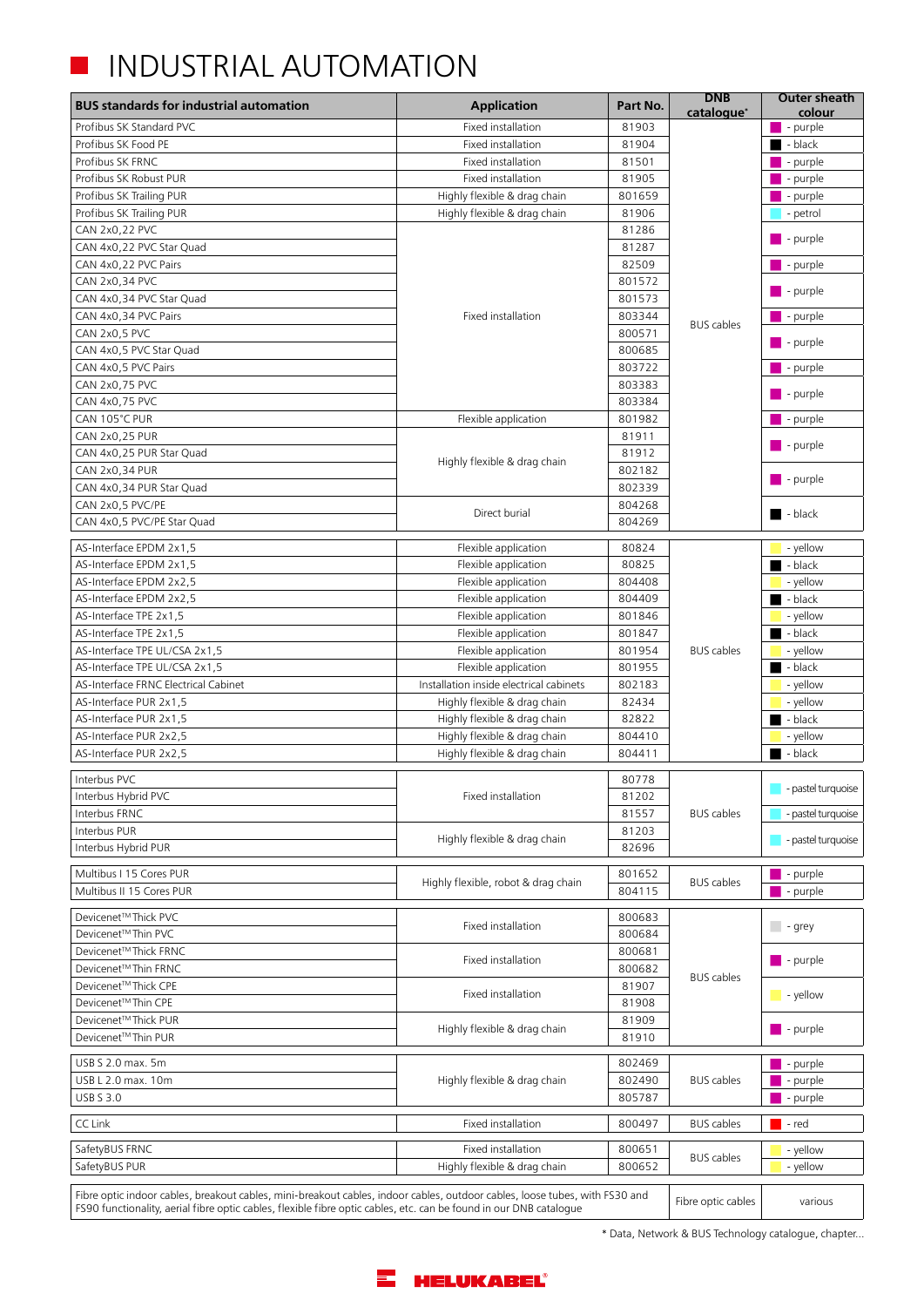# INDUSTRIAL AUTOMATION

| BUS standards for industrial automation | Application | Part No. | DNB catalogue* | Outer sheath colour |
|---|---|---|---|---|
| Profibus SK Standard PVC | Fixed installation | 81903 | BUS cables | - purple |
| Profibus SK Food PE | Fixed installation | 81904 | | - black |
| Profibus SK FRNC | Fixed installation | 81501 | | - purple |
| Profibus SK Robust PUR | Fixed installation | 81905 | | - purple |
| Profibus SK Trailing PUR | Highly flexible & drag chain | 801659 | | - purple |
| Profibus SK Trailing PUR | Highly flexible & drag chain | 81906 | | - petrol |
| CAN 2x0,22 PVC | Fixed installation | 81286 | | - purple |
| CAN 4x0,22 PVC Star Quad | | 81287 | | |
| CAN 4x0,22 PVC Pairs | | 82509 | | - purple |
| CAN 2x0,34 PVC | | 801572 | | - purple |
| CAN 4x0,34 PVC Star Quad | | 801573 | | |
| CAN 4x0,34 PVC Pairs | | 803344 | | - purple |
| CAN 2x0,5 PVC | | 800571 | | - purple |
| CAN 4x0,5 PVC Star Quad | | 800685 | | |
| CAN 4x0,5 PVC Pairs | | 803722 | | - purple |
| CAN 2x0,75 PVC | | 803383 | | - purple |
| CAN 4x0,75 PVC | | 803384 | | |
| CAN 105°C PUR | Flexible application | 801982 | | - purple |
| CAN 2x0,25 PUR | Highly flexible & drag chain | 81911 | | - purple |
| CAN 4x0,25 PUR Star Quad | | 81912 | | |
| CAN 2x0,34 PUR | | 802182 | | - purple |
| CAN 4x0,34 PUR Star Quad | | 802339 | | |
| CAN 2x0,5 PVC/PE | Direct burial | 804268 | | - black |
| CAN 4x0,5 PVC/PE Star Quad | | 804269 | | |
| AS-Interface EPDM 2x1,5 | Flexible application | 80824 | BUS cables | - yellow |
| AS-Interface EPDM 2x1,5 | Flexible application | 80825 | | - black |
| AS-Interface EPDM 2x2,5 | Flexible application | 804408 | | - yellow |
| AS-Interface EPDM 2x2,5 | Flexible application | 804409 | | - black |
| AS-Interface TPE 2x1,5 | Flexible application | 801846 | | - yellow |
| AS-Interface TPE 2x1,5 | Flexible application | 801847 | | - black |
| AS-Interface TPE UL/CSA 2x1,5 | Flexible application | 801954 | | - yellow |
| AS-Interface TPE UL/CSA 2x1,5 | Flexible application | 801955 | | - black |
| AS-Interface FRNC Electrical Cabinet | Installation inside electrical cabinets | 802183 | | - yellow |
| AS-Interface PUR 2x1,5 | Highly flexible & drag chain | 82434 | | - yellow |
| AS-Interface PUR 2x1,5 | Highly flexible & drag chain | 82822 | | - black |
| AS-Interface PUR 2x2,5 | Highly flexible & drag chain | 804410 | | - yellow |
| AS-Interface PUR 2x2,5 | Highly flexible & drag chain | 804411 | | - black |
| Interbus PVC | Fixed installation | 80778 | BUS cables | - pastel turquoise |
| Interbus Hybrid PVC | | 81202 | | |
| Interbus FRNC | | 81557 | | - pastel turquoise |
| Interbus PUR | Highly flexible & drag chain | 81203 | | - pastel turquoise |
| Interbus Hybrid PUR | | 82696 | | |
| Multibus I 15 Cores PUR | Highly flexible, robot & drag chain | 801652 | BUS cables | - purple |
| Multibus II 15 Cores PUR | | 804115 | | - purple |
| Devicenet™ Thick PVC | Fixed installation | 800683 | BUS cables | - grey |
| Devicenet™ Thin PVC | | 800684 | | |
| Devicenet™ Thick FRNC | Fixed installation | 800681 | | - purple |
| Devicenet™ Thin FRNC | | 800682 | | |
| Devicenet™ Thick CPE | Fixed installation | 81907 | | - yellow |
| Devicenet™ Thin CPE | | 81908 | | |
| Devicenet™ Thick PUR | Highly flexible & drag chain | 81909 | | - purple |
| Devicenet™ Thin PUR | | 81910 | | |
| USB S 2.0 max. 5m | Highly flexible & drag chain | 802469 | BUS cables | - purple |
| USB L 2.0 max. 10m | | 802490 | | - purple |
| USB S 3.0 | | 805787 | | - purple |
| CC Link | Fixed installation | 800497 | BUS cables | - red |
| SafetyBUS FRNC | Fixed installation | 800651 | BUS cables | - yellow |
| SafetyBUS PUR | Highly flexible & drag chain | 800652 | | - yellow |
| Fibre optic indoor cables, breakout cables, mini-breakout cables, indoor cables, outdoor cables, loose tubes, with FS30 and FS90 functionality, aerial fibre optic cables, flexible fibre optic cables, etc. can be found in our DNB catalogue | | | Fibre optic cables | various |

\* Data, Network & BUS Technology catalogue, chapter...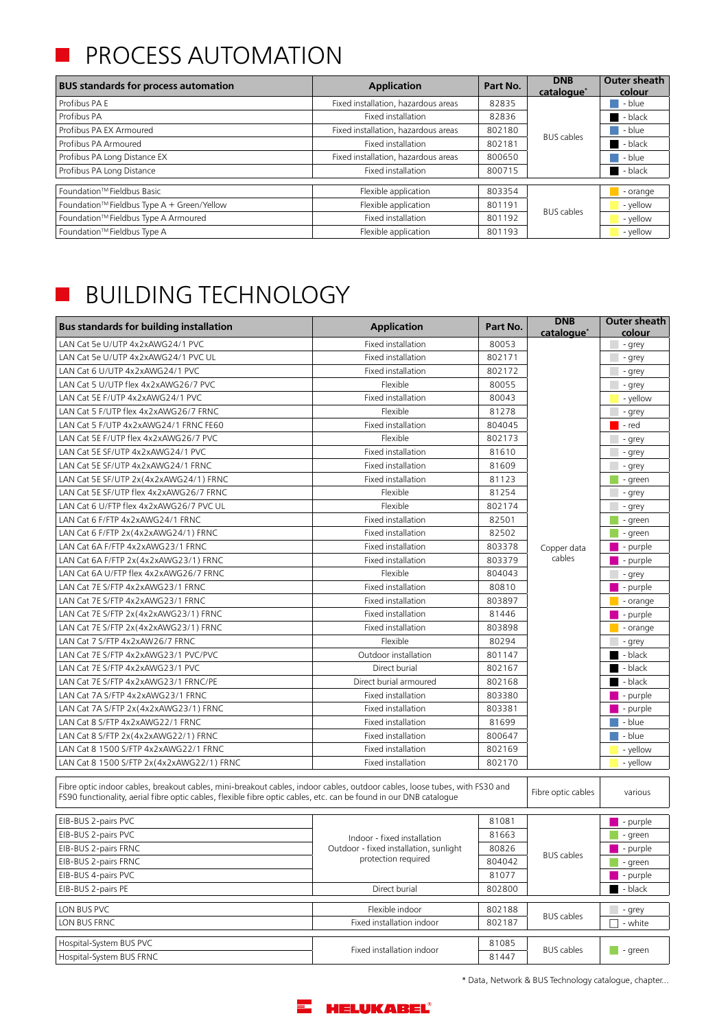# PROCESS AUTOMATION

| BUS standards for process automation | Application | Part No. | DNB catalogue* | Outer sheath colour |
|---|---|---|---|---|
| Profibus PA E | Fixed installation, hazardous areas | 82835 | BUS cables | - blue |
| Profibus PA | Fixed installation | 82836 | | - black |
| Profibus PA EX Armoured | Fixed installation, hazardous areas | 802180 | | - blue |
| Profibus PA Armoured | Fixed installation | 802181 | | - black |
| Profibus PA Long Distance EX | Fixed installation, hazardous areas | 800650 | | - blue |
| Profibus PA Long Distance | Fixed installation | 800715 | | - black |

| BUS standards for process automation | Application | Part No. | DNB catalogue* | Outer sheath colour |
|---|---|---|---|---|
| Foundation™ Fieldbus Basic | Flexible application | 803354 | BUS cables | - orange |
| Foundation™ Fieldbus Type A + Green/Yellow | Flexible application | 801191 | | - yellow |
| Foundation™ Fieldbus Type A Armoured | Fixed installation | 801192 | | - yellow |
| Foundation™ Fieldbus Type A | Flexible application | 801193 | | - yellow |

# BUILDING TECHNOLOGY

| Bus standards for building installation | Application | Part No. | DNB catalogue* | Outer sheath colour |
|---|---|---|---|---|
| LAN Cat 5e U/UTP 4x2xAWG24/1 PVC | Fixed installation | 80053 | Copper data cables | - grey |
| LAN Cat 5e U/UTP 4x2xAWG24/1 PVC UL | Fixed installation | 802171 | | - grey |
| LAN Cat 6 U/UTP 4x2xAWG24/1 PVC | Fixed installation | 802172 | | - grey |
| LAN Cat 5 U/UTP flex 4x2xAWG26/7 PVC | Flexible | 80055 | | - grey |
| LAN Cat 5E F/UTP 4x2xAWG24/1 PVC | Fixed installation | 80043 | | - yellow |
| LAN Cat 5 F/UTP flex 4x2xAWG26/7 FRNC | Flexible | 81278 | | - grey |
| LAN Cat 5 F/UTP 4x2xAWG24/1 FRNC FE60 | Fixed installation | 804045 | | - red |
| LAN Cat 5E F/UTP flex 4x2xAWG26/7 PVC | Flexible | 802173 | | - grey |
| LAN Cat 5E SF/UTP 4x2xAWG24/1 PVC | Fixed installation | 81610 | | - grey |
| LAN Cat 5E SF/UTP 4x2xAWG24/1 FRNC | Fixed installation | 81609 | | - grey |
| LAN Cat 5E SF/UTP 2x(4x2xAWG24/1) FRNC | Fixed installation | 81123 | | - green |
| LAN Cat 5E SF/UTP flex 4x2xAWG26/7 FRNC | Flexible | 81254 | | - grey |
| LAN Cat 6 U/FTP flex 4x2xAWG26/7 PVC UL | Flexible | 802174 | | - grey |
| LAN Cat 6 F/FTP 4x2xAWG24/1 FRNC | Fixed installation | 82501 | | - green |
| LAN Cat 6 F/FTP 2x(4x2xAWG24/1) FRNC | Fixed installation | 82502 | | - green |
| LAN Cat 6A F/FTP 4x2xAWG23/1 FRNC | Fixed installation | 803378 | | - purple |
| LAN Cat 6A F/FTP 2x(4x2xAWG23/1) FRNC | Fixed installation | 803379 | | - purple |
| LAN Cat 6A U/FTP flex 4x2xAWG26/7 FRNC | Flexible | 804043 | | - grey |
| LAN Cat 7E S/FTP 4x2xAWG23/1 FRNC | Fixed installation | 80810 | | - purple |
| LAN Cat 7E S/FTP 4x2xAWG23/1 FRNC | Fixed installation | 803897 | | - orange |
| LAN Cat 7E S/FTP 2x(4x2xAWG23/1) FRNC | Fixed installation | 81446 | | - purple |
| LAN Cat 7E S/FTP 2x(4x2xAWG23/1) FRNC | Fixed installation | 803898 | | - orange |
| LAN Cat 7 S/FTP 4x2xAW26/7 FRNC | Flexible | 80294 | | - grey |
| LAN Cat 7E S/FTP 4x2xAWG23/1 PVC/PVC | Outdoor installation | 801147 | | - black |
| LAN Cat 7E S/FTP 4x2xAWG23/1 PVC | Direct burial | 802167 | | - black |
| LAN Cat 7E S/FTP 4x2xAWG23/1 FRNC/PE | Direct burial armoured | 802168 | | - black |
| LAN Cat 7A S/FTP 4x2xAWG23/1 FRNC | Fixed installation | 803380 | | - purple |
| LAN Cat 7A S/FTP 2x(4x2xAWG23/1) FRNC | Fixed installation | 803381 | | - purple |
| LAN Cat 8 S/FTP 4x2xAWG22/1 FRNC | Fixed installation | 81699 | | - blue |
| LAN Cat 8 S/FTP 2x(4x2xAWG22/1) FRNC | Fixed installation | 800647 | | - blue |
| LAN Cat 8 1500 S/FTP 4x2xAWG22/1 FRNC | Fixed installation | 802169 | | - yellow |
| LAN Cat 8 1500 S/FTP 2x(4x2xAWG22/1) FRNC | Fixed installation | 802170 | | - yellow |

| Description | DNB catalogue* | Outer sheath colour |
|---|---|---|
| Fibre optic indoor cables, breakout cables, mini-breakout cables, indoor cables, outdoor cables, loose tubes, with FS30 and FS90 functionality, aerial fibre optic cables, flexible fibre optic cables, etc. can be found in our DNB catalogue | Fibre optic cables | various |

| Bus standards for building installation | Application | Part No. | DNB catalogue* | Outer sheath colour |
|---|---|---|---|---|
| EIB-BUS 2-pairs PVC | Indoor - fixed installation Outdoor - fixed installation, sunlight protection required | 81081 | BUS cables | - purple |
| EIB-BUS 2-pairs PVC | | 81663 | | - green |
| EIB-BUS 2-pairs FRNC | | 80826 | | - purple |
| EIB-BUS 2-pairs FRNC | | 804042 | | - green |
| EIB-BUS 4-pairs PVC | | 81077 | | - purple |
| EIB-BUS 2-pairs PE | Direct burial | 802800 | | - black |

| Bus standards for building installation | Application | Part No. | DNB catalogue* | Outer sheath colour |
|---|---|---|---|---|
| LON BUS PVC | Flexible indoor | 802188 | BUS cables | - grey |
| LON BUS FRNC | Fixed installation indoor | 802187 | | - white |

| Bus standards for building installation | Application | Part No. | DNB catalogue* | Outer sheath colour |
|---|---|---|---|---|
| Hospital-System BUS PVC | Fixed installation indoor | 81085 | BUS cables | - green |
| Hospital-System BUS FRNC | | 81447 | | |

\* Data, Network & BUS Technology catalogue, chapter...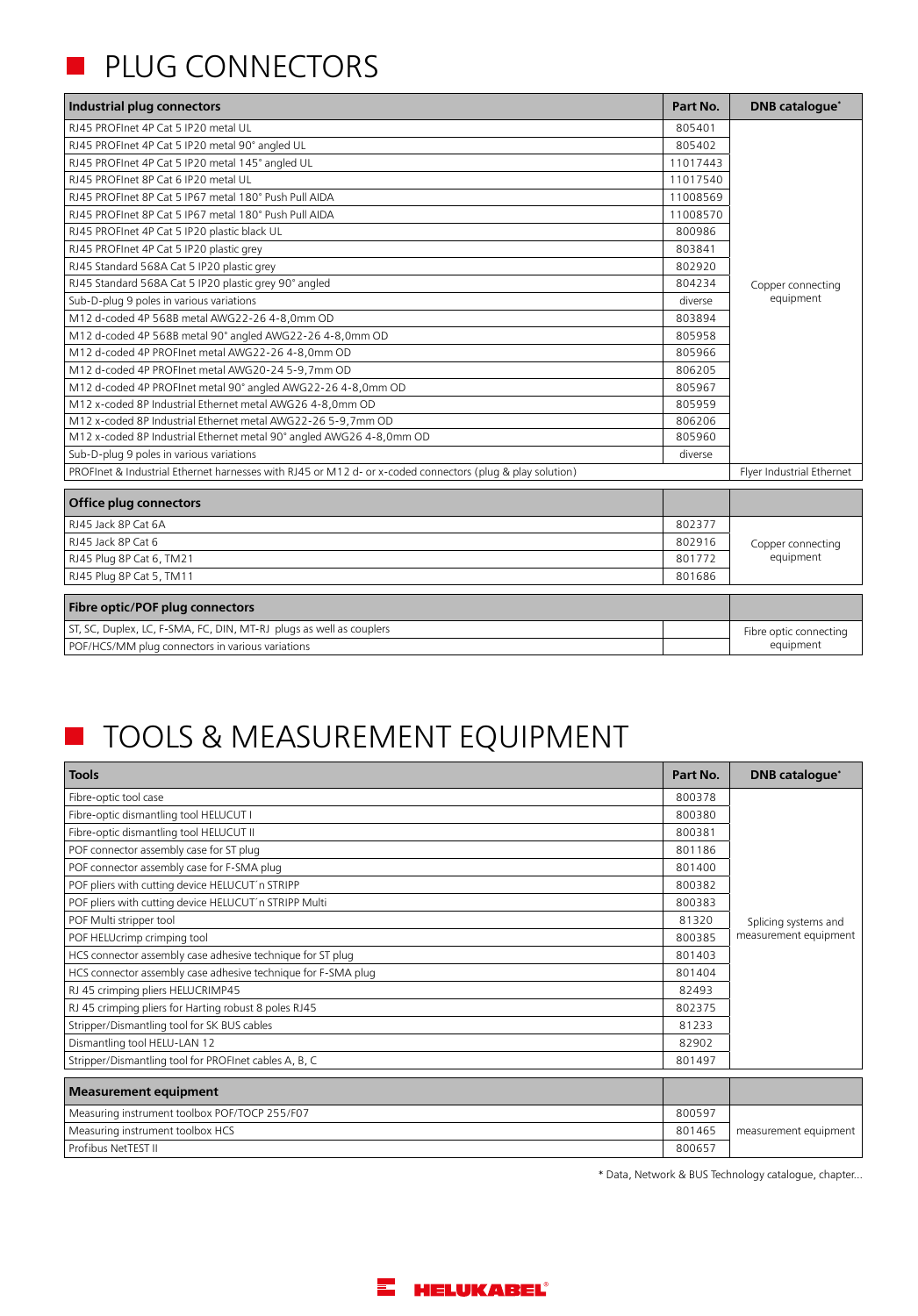# PLUG CONNECTORS

| Industrial plug connectors | Part No. | DNB catalogue* |
|---|---|---|
| RJ45 PROFInet 4P Cat 5 IP20 metal UL | 805401 | Copper connecting equipment |
| RJ45 PROFInet 4P Cat 5 IP20 metal 90° angled UL | 805402 | |
| RJ45 PROFInet 4P Cat 5 IP20 metal 145° angled UL | 11017443 | |
| RJ45 PROFInet 8P Cat 6 IP20 metal UL | 11017540 | |
| RJ45 PROFInet 8P Cat 5 IP67 metal 180° Push Pull AIDA | 11008569 | |
| RJ45 PROFInet 8P Cat 5 IP67 metal 180° Push Pull AIDA | 11008570 | |
| RJ45 PROFInet 4P Cat 5 IP20 plastic black UL | 800986 | |
| RJ45 PROFInet 4P Cat 5 IP20 plastic grey | 803841 | |
| RJ45 Standard 568A Cat 5 IP20 plastic grey | 802920 | |
| RJ45 Standard 568A Cat 5 IP20 plastic grey 90° angled | 804234 | |
| Sub-D-plug 9 poles in various variations | diverse | |
| M12 d-coded 4P 568B metal AWG22-26 4-8,0mm OD | 803894 | |
| M12 d-coded 4P 568B metal 90° angled AWG22-26 4-8,0mm OD | 805958 | |
| M12 d-coded 4P PROFInet metal AWG22-26 4-8,0mm OD | 805966 | |
| M12 d-coded 4P PROFInet metal AWG20-24 5-9,7mm OD | 806205 | |
| M12 d-coded 4P PROFInet metal 90° angled AWG22-26 4-8,0mm OD | 805967 | |
| M12 x-coded 8P Industrial Ethernet metal AWG26 4-8,0mm OD | 805959 | |
| M12 x-coded 8P Industrial Ethernet metal AWG22-26 5-9,7mm OD | 806206 | |
| M12 x-coded 8P Industrial Ethernet metal 90° angled AWG26 4-8,0mm OD | 805960 | |
| Sub-D-plug 9 poles in various variations | diverse | |
| PROFInet & Industrial Ethernet harnesses with RJ45 or M12 d- or x-coded connectors (plug & play solution) | | Flyer Industrial Ethernet |

| Office plug connectors | | |
|---|---|---|
| RJ45 Jack 8P Cat 6A | 802377 | Copper connecting equipment |
| RJ45 Jack 8P Cat 6 | 802916 | |
| RJ45 Plug 8P Cat 6, TM21 | 801772 | |
| RJ45 Plug 8P Cat 5, TM11 | 801686 | |

| Fibre optic/POF plug connectors | | |
|---|---|---|
| ST, SC, Duplex, LC, F-SMA, FC, DIN, MT-RJ plugs as well as couplers | | Fibre optic connecting equipment |
| POF/HCS/MM plug connectors in various variations | | |

# TOOLS & MEASUREMENT EQUIPMENT

| Tools | Part No. | DNB catalogue* |
|---|---|---|
| Fibre-optic tool case | 800378 | Splicing systems and measurement equipment |
| Fibre-optic dismantling tool HELUCUT I | 800380 | |
| Fibre-optic dismantling tool HELUCUT II | 800381 | |
| POF connector assembly case for ST plug | 801186 | |
| POF connector assembly case for F-SMA plug | 801400 | |
| POF pliers with cutting device HELUCUT´n STRIPP | 800382 | |
| POF pliers with cutting device HELUCUT´n STRIPP Multi | 800383 | |
| POF Multi stripper tool | 81320 | |
| POF HELUcrimp crimping tool | 800385 | |
| HCS connector assembly case adhesive technique for ST plug | 801403 | |
| HCS connector assembly case adhesive technique for F-SMA plug | 801404 | |
| RJ 45 crimping pliers HELUCRIMP45 | 82493 | |
| RJ 45 crimping pliers for Harting robust 8 poles RJ45 | 802375 | |
| Stripper/Dismantling tool for SK BUS cables | 81233 | |
| Dismantling tool HELU-LAN 12 | 82902 | |
| Stripper/Dismantling tool for PROFInet cables A, B, C | 801497 | |

| Measurement equipment | | |
|---|---|---|
| Measuring instrument toolbox POF/TOCP 255/F07 | 800597 | measurement equipment |
| Measuring instrument toolbox HCS | 801465 | |
| Profibus NetTEST II | 800657 | |

* Data, Network & BUS Technology catalogue, chapter...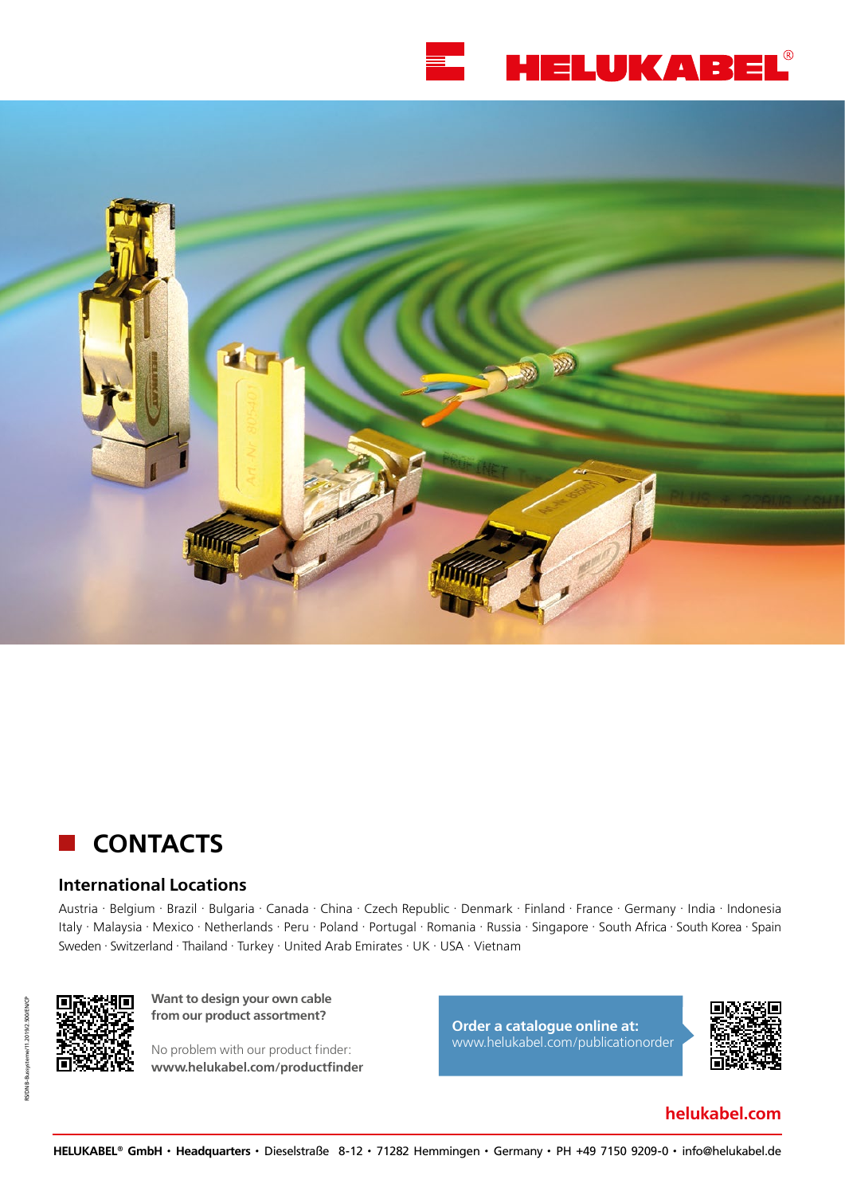# CONTACTS

## International Locations

Austria · Belgium · Brazil · Bulgaria · Canada · China · Czech Republic · Denmark · Finland · France · Germany · India · Indonesia Italy · Malaysia · Mexico · Netherlands · Peru · Poland · Portugal · Romania · Russia · Singapore · South Africa · South Korea · Spain Sweden · Switzerland · Thailand · Turkey · United Arab Emirates · UK · USA · Vietnam

**Want to design your own cable from our product assortment?**

No problem with our product finder:
**www.helukabel.com/productfinder**

**Order a catalogue online at:**
www.helukabel.com/publicationorder

**helukabel.com**

**HELUKABEL® GmbH • Headquarters** • Dieselstraße 8-12 • 71282 Hemmingen • Germany • PH +49 7150 9209-0 • info@helukabel.de